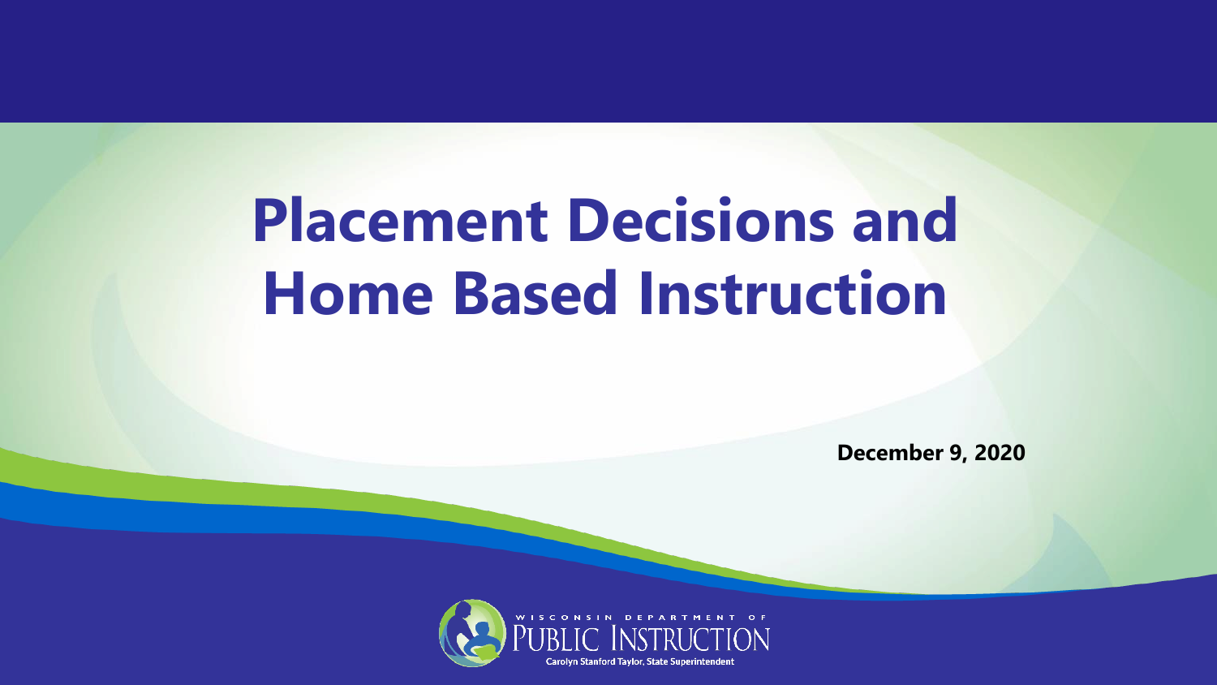# Placement Decisions and Home Based Instruction

**December 9, 2020**

WISCONSIN DEPARTMENT OF PUBLIC INSTRUCTION

Carolyn Stanford Taylor, State Superintendent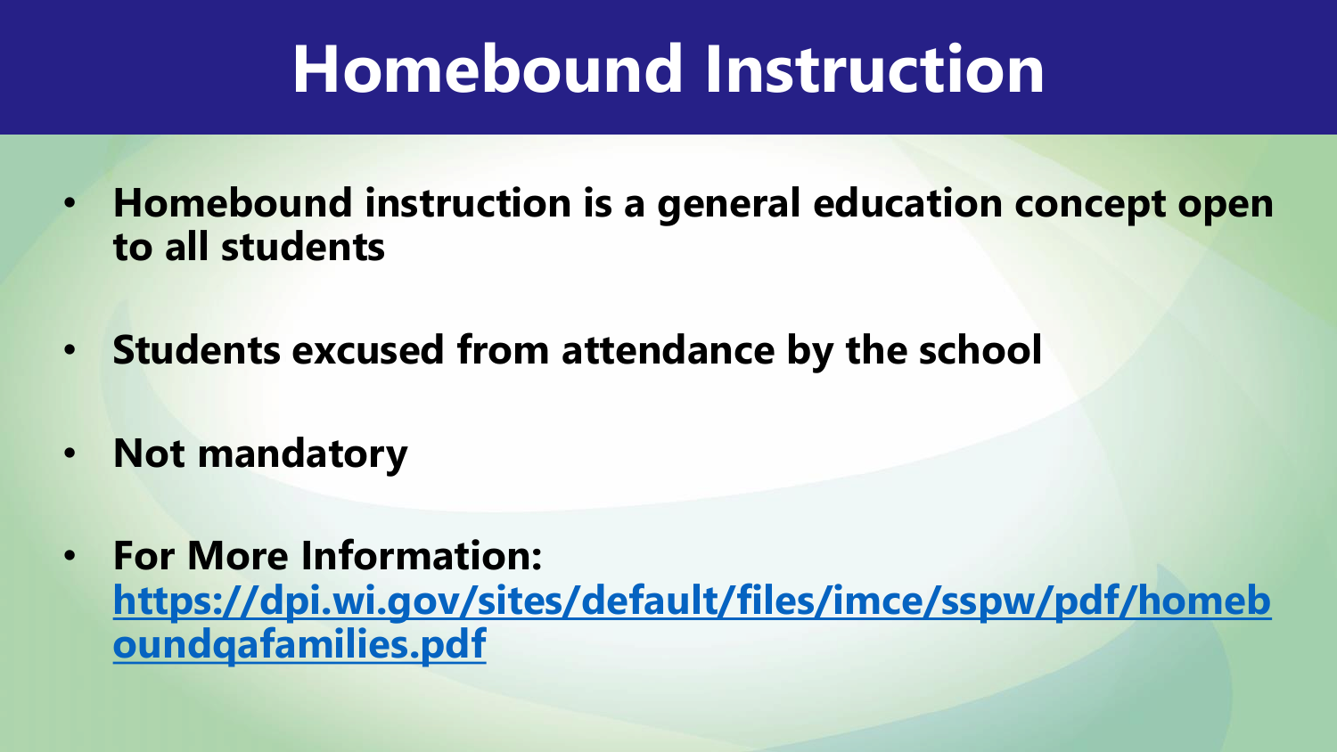# Homebound Instruction

- **Homebound instruction is a general education concept open to all students**
- **Students excused from attendance by the school**
- **Not mandatory**
- **For More Information: [https://dpi.wi.gov/sites/default/files/imce/sspw/pdf/homeboundqafamilies.pdf](https://dpi.wi.gov/sites/default/files/imce/sspw/pdf/homeboundqafamilies.pdf)**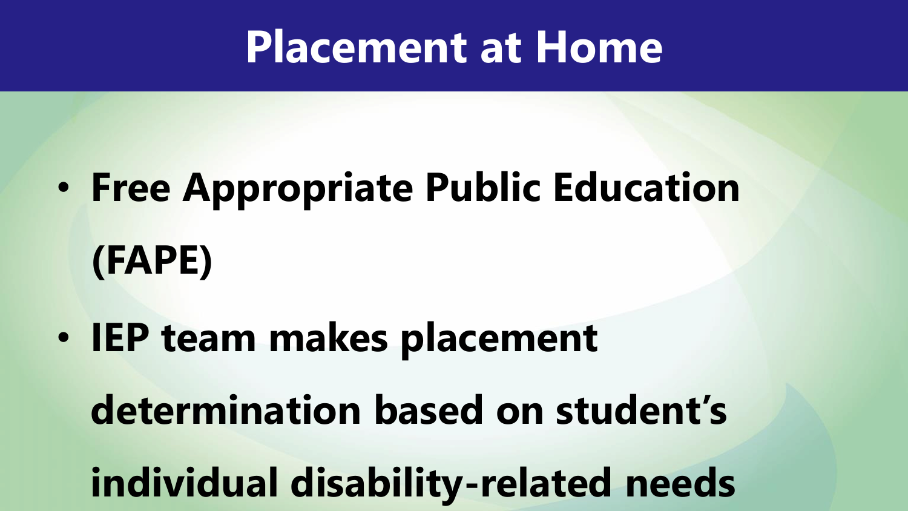# Placement at Home

- **Free Appropriate Public Education (FAPE)**
- **IEP team makes placement determination based on student's individual disability-related needs**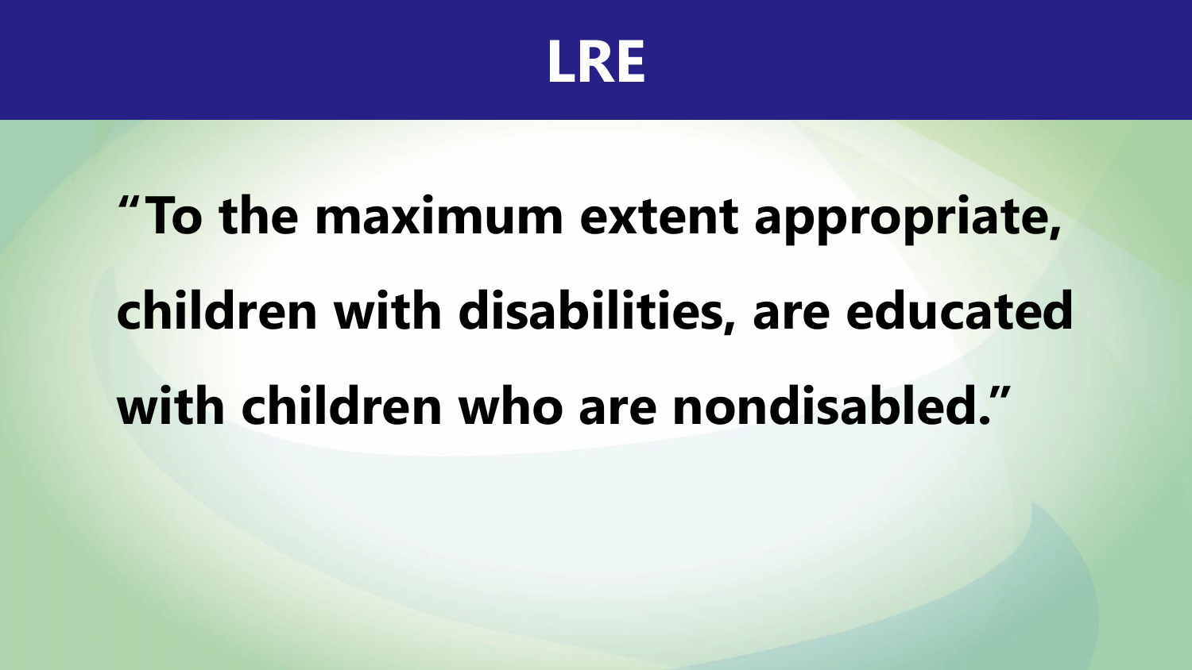# LRE

**"To the maximum extent appropriate, children with disabilities, are educated with children who are nondisabled."**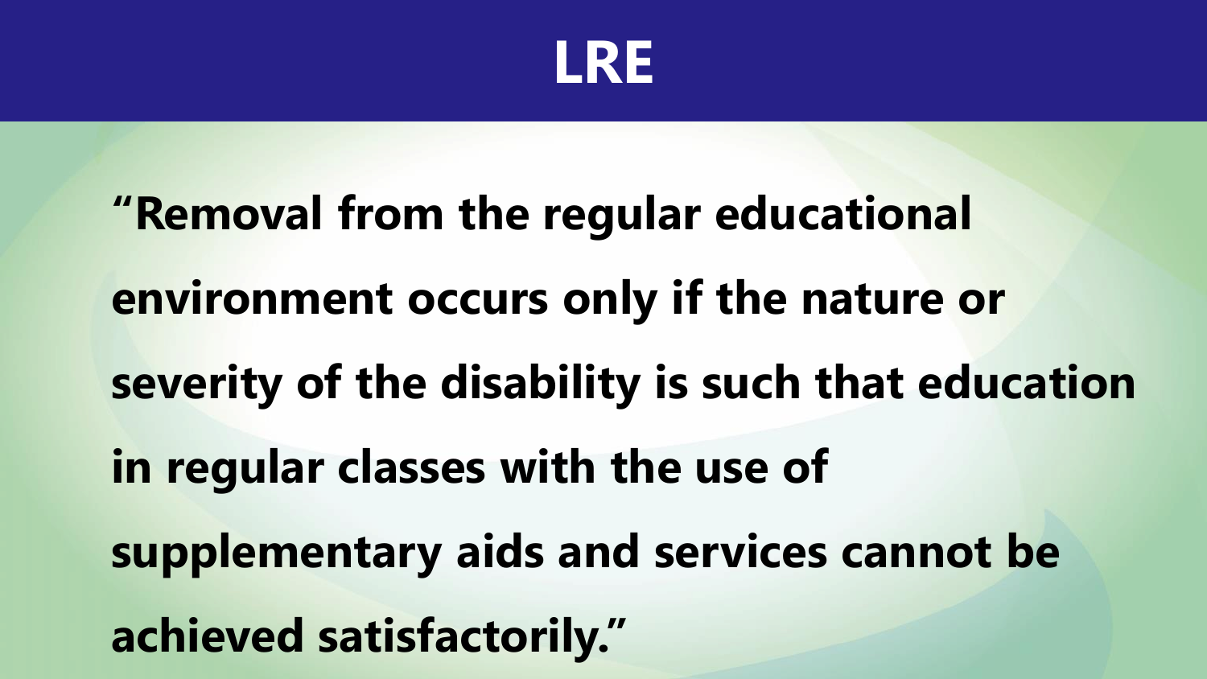# LRE

**"Removal from the regular educational environment occurs only if the nature or severity of the disability is such that education in regular classes with the use of supplementary aids and services cannot be achieved satisfactorily."**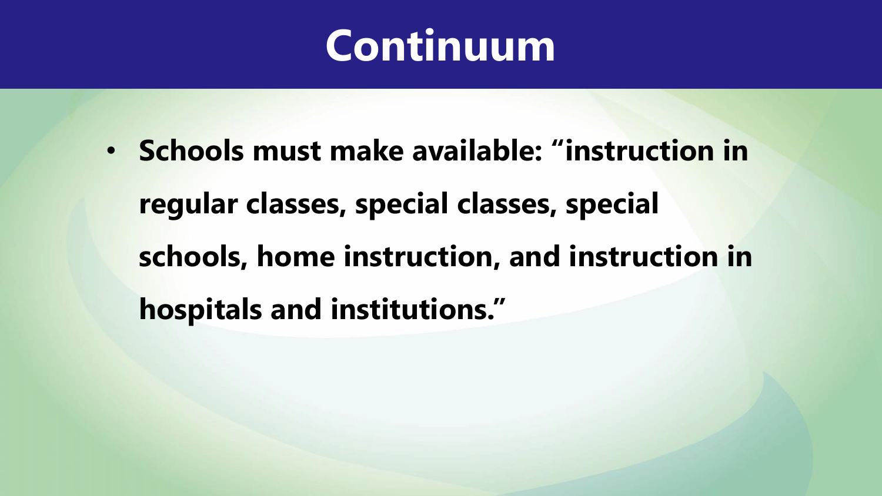# Continuum

- **Schools must make available: “instruction in regular classes, special classes, special schools, home instruction, and instruction in hospitals and institutions.”**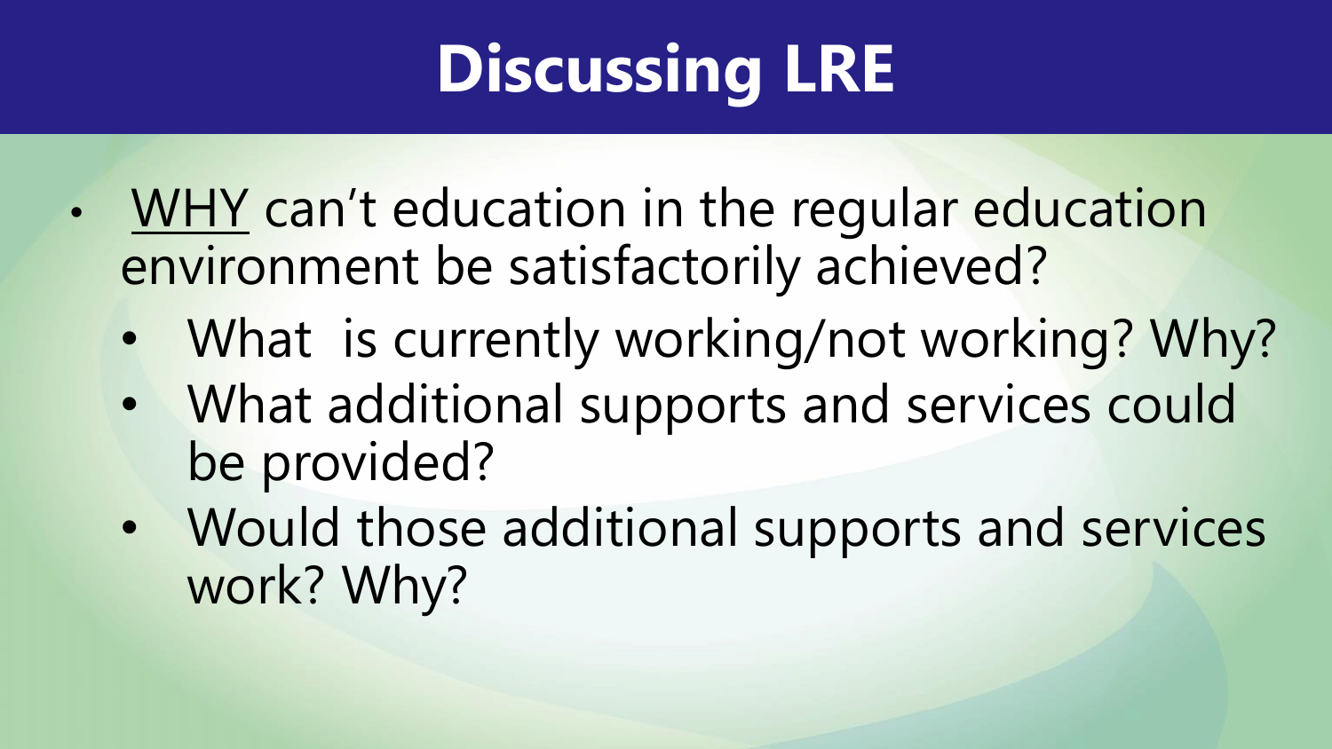# Discussing LRE

- WHY can't education in the regular education environment be satisfactorily achieved?
  - What is currently working/not working? Why?
  - What additional supports and services could be provided?
  - Would those additional supports and services work? Why?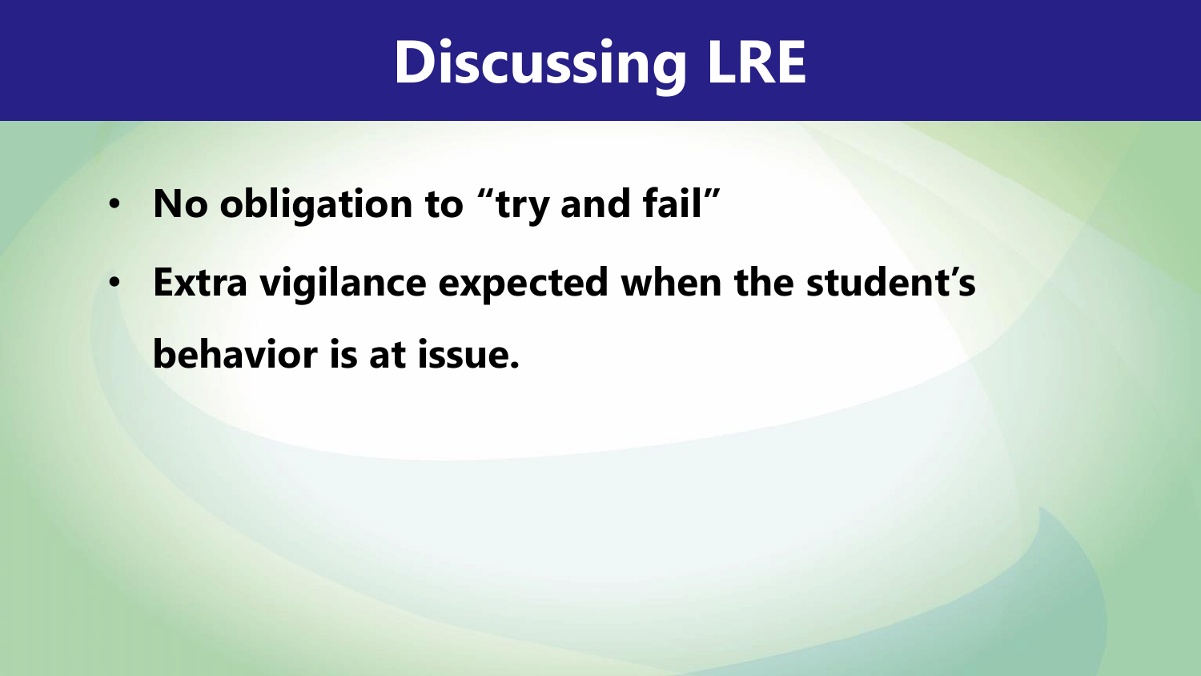# Discussing LRE

- **No obligation to "try and fail"**
- **Extra vigilance expected when the student's behavior is at issue.**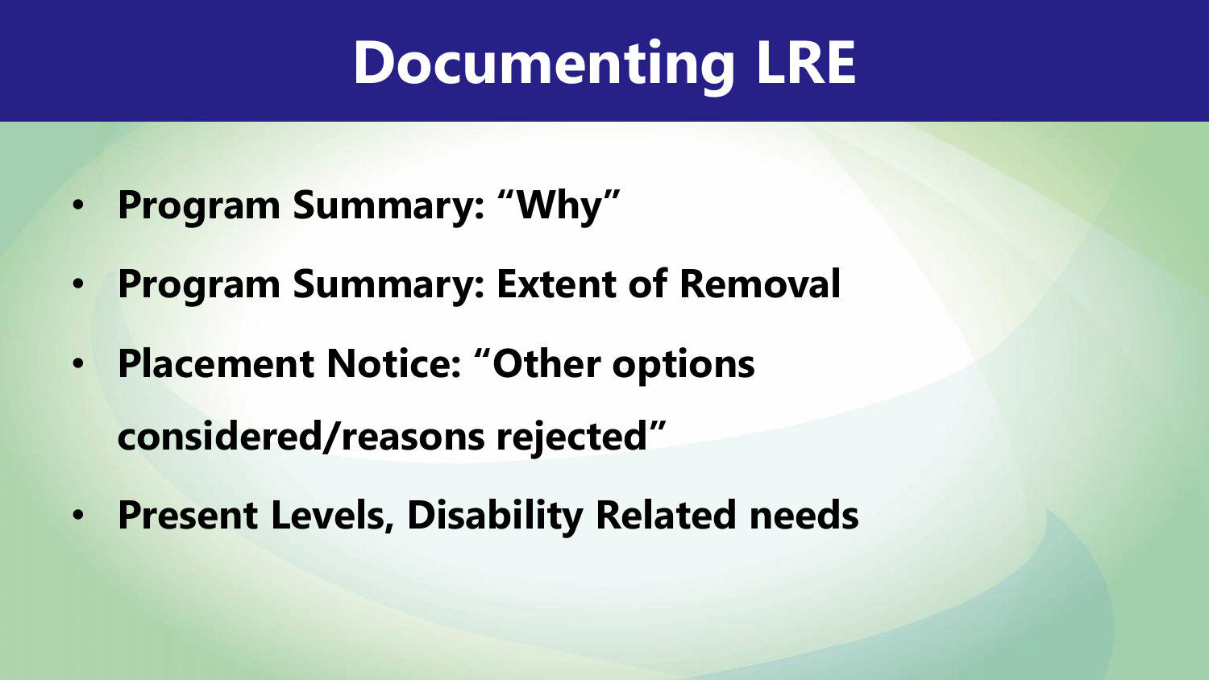# Documenting LRE

- **Program Summary: "Why"**
- **Program Summary: Extent of Removal**
- **Placement Notice: "Other options considered/reasons rejected"**
- **Present Levels, Disability Related needs**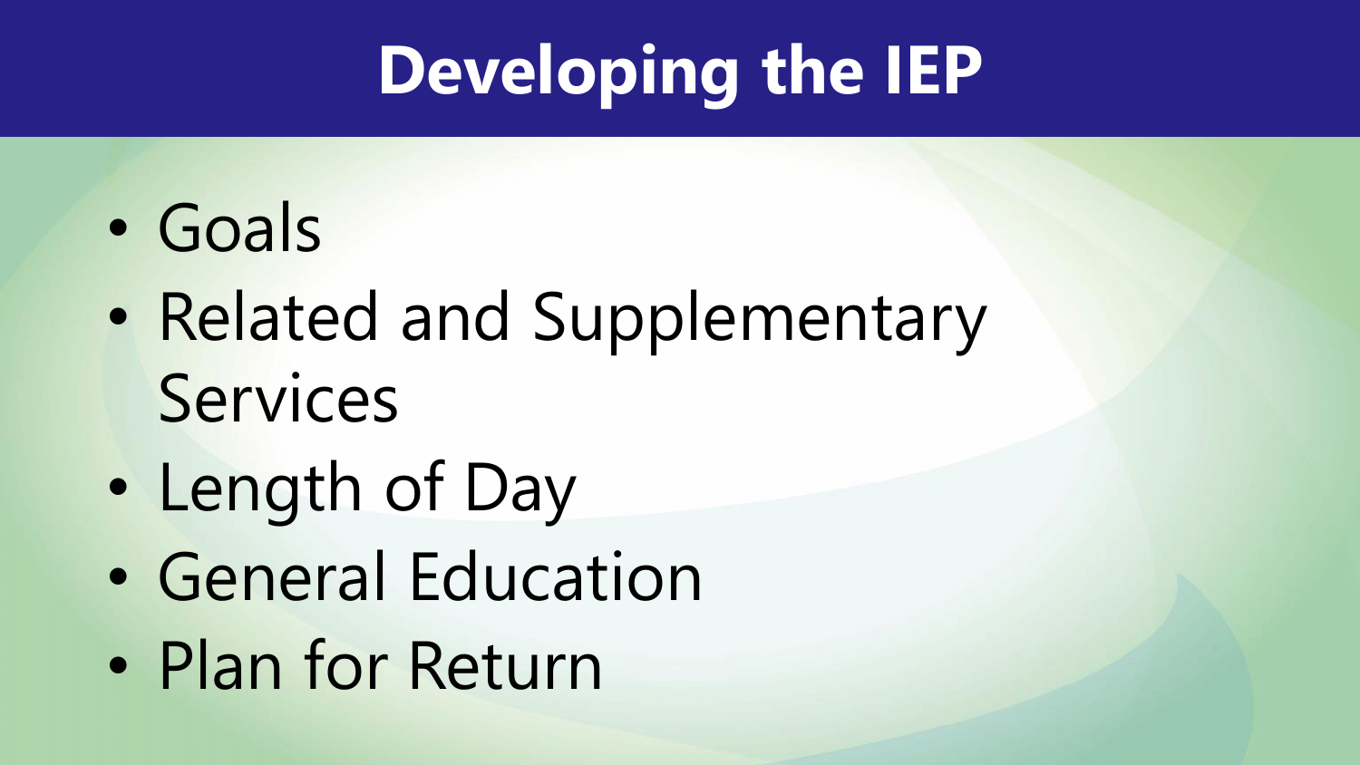# Developing the IEP

- Goals
- Related and Supplementary Services
- Length of Day
- General Education
- Plan for Return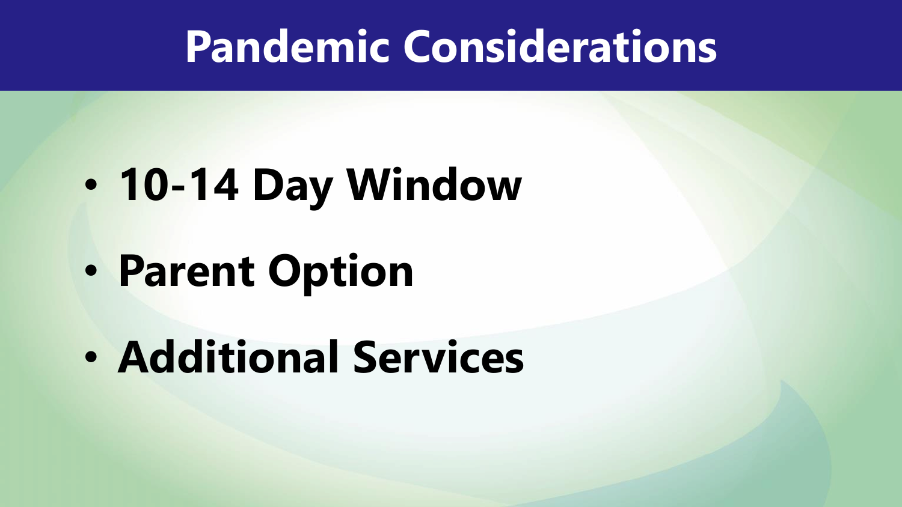# Pandemic Considerations

- **10-14 Day Window**
- **Parent Option**
- **Additional Services**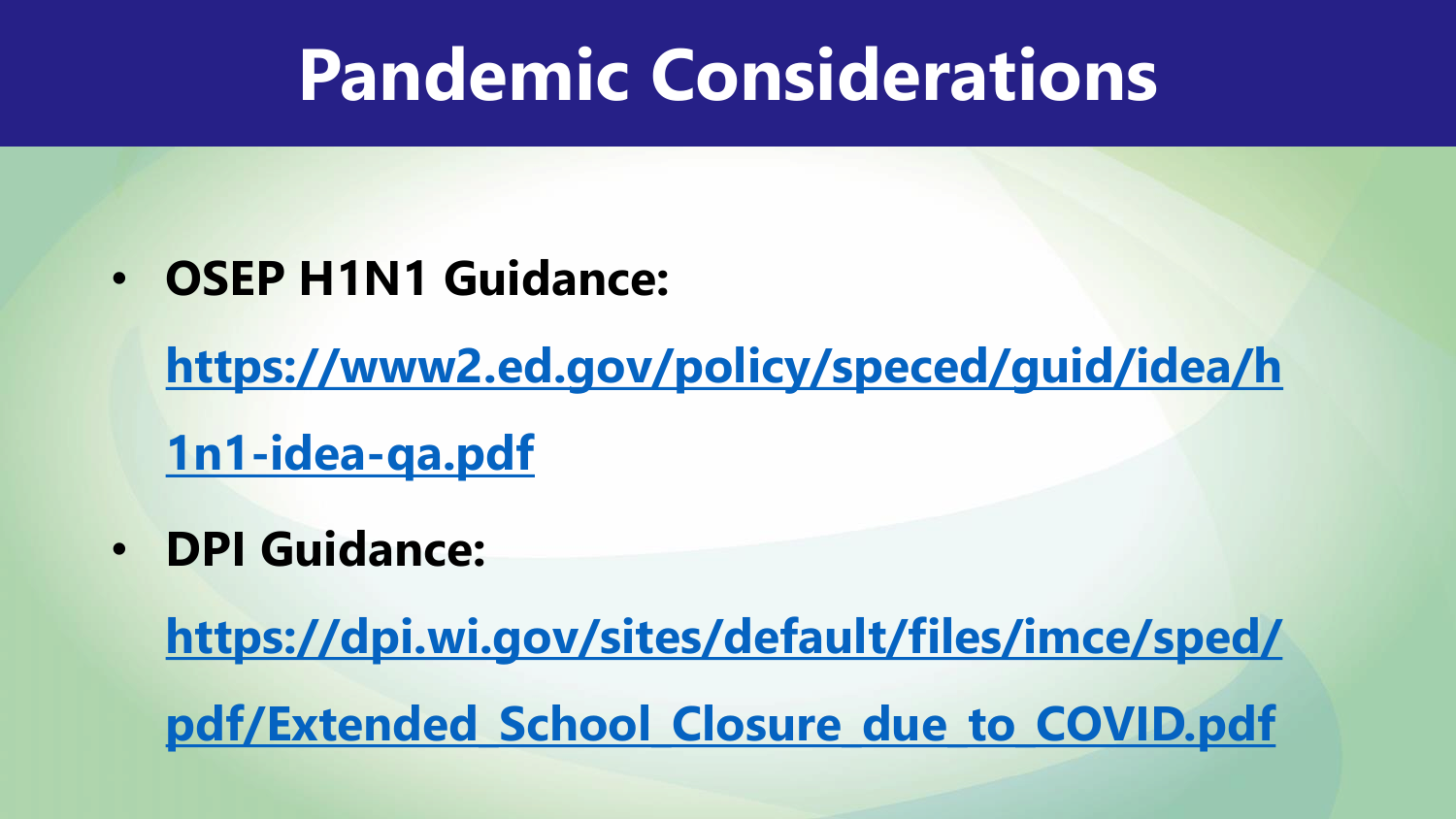# Pandemic Considerations

- **OSEP H1N1 Guidance:** **https://www2.ed.gov/policy/speced/guid/idea/h1n1-idea-qa.pdf**
- **DPI Guidance:** **https://dpi.wi.gov/sites/default/files/imce/sped/pdf/Extended_School_Closure_due_to_COVID.pdf**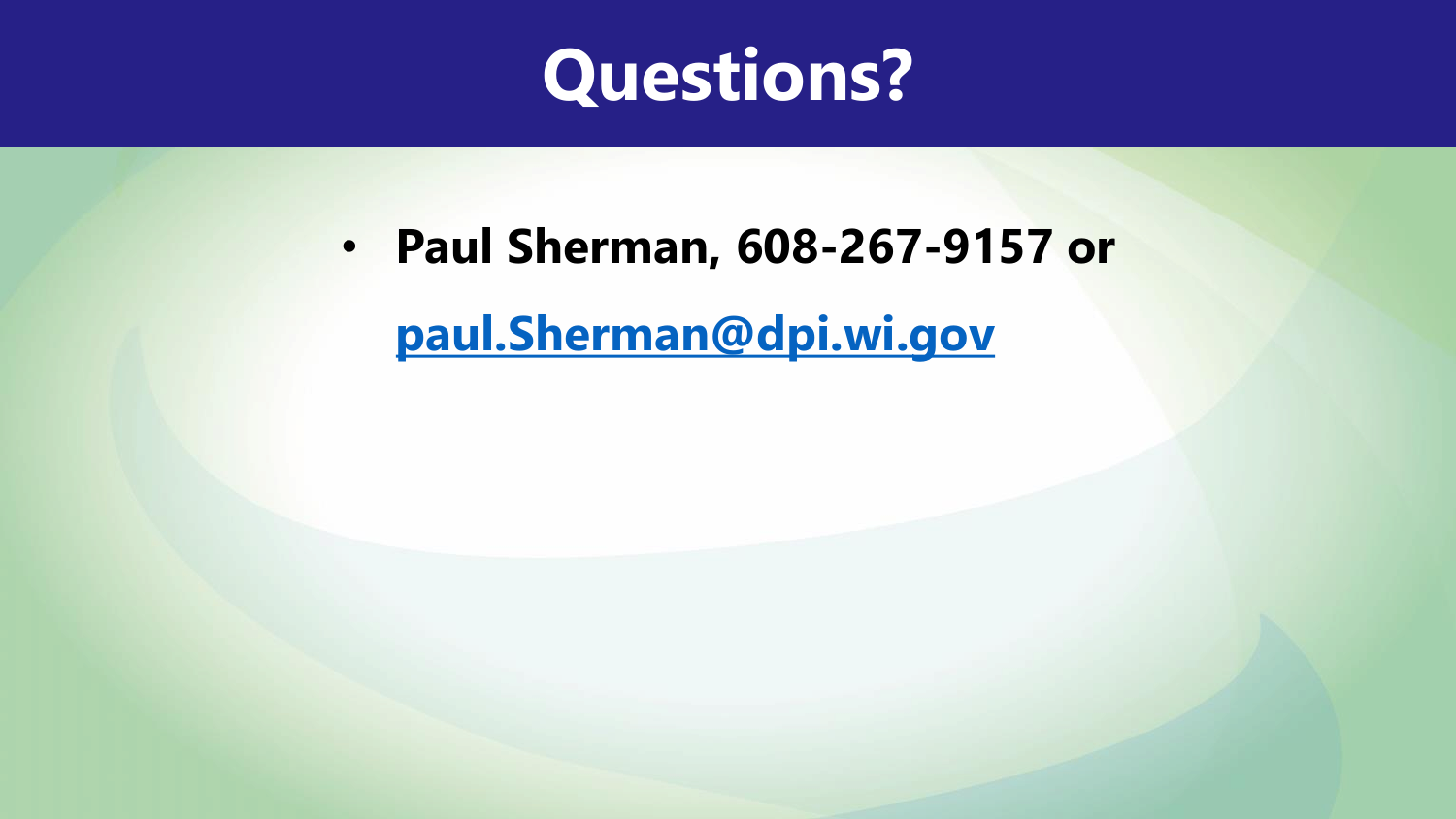# Questions?

- **Paul Sherman, 608-267-9157 or**

  **[paul.Sherman@dpi.wi.gov](mailto:paul.Sherman@dpi.wi.gov)**